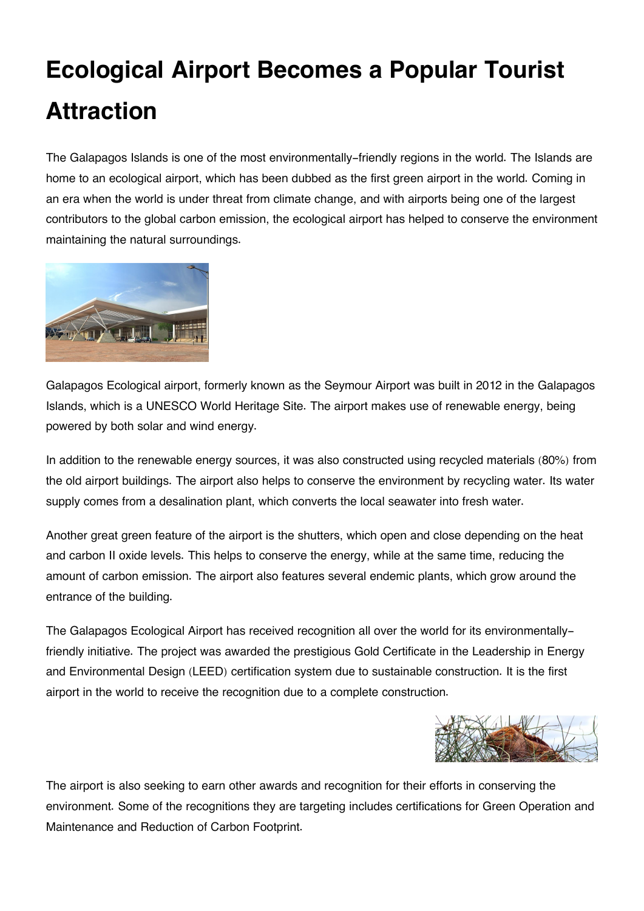# Ecological Airport Becomes a Popular Tourist Attraction

The Galapagos Islands is one of the most environmentally-friendly regions in the world. The Islands are home to an ecological airport, which has been dubbed as the first green airport in the world. Coming in an era when the world is under threat from climate change, and with airports being one of the largest contributors to the global carbon emission, the ecological airport has helped to conserve the environment maintaining the natural surroundings.

Galapagos Ecological airport, formerly known as the Seymour Airport was built in 2012 in the Galapagos Islands, which is a UNESCO World Heritage Site. The airport makes use of renewable energy, being powered by both solar and wind energy.

In addition to the renewable energy sources, it was also constructed using recycled materials (80%) from the old airport buildings. The airport also helps to conserve the environment by recycling water. Its water supply comes from a desalination plant, which converts the local seawater into fresh water.

Another great green feature of the airport is the shutters, which open and close depending on the heat and carbon II oxide levels. This helps to conserve the energy, while at the same time, reducing the amount of carbon emission. The airport also features several endemic plants, which grow around the entrance of the building.

The Galapagos Ecological Airport has received recognition all over the world for its environmentally-friendly initiative. The project was awarded the prestigious Gold Certificate in the Leadership in Energy and Environmental Design (LEED) certification system due to sustainable construction. It is the first airport in the world to receive the recognition due to a complete construction.

The airport is also seeking to earn other awards and recognition for their efforts in conserving the environment. Some of the recognitions they are targeting includes certifications for Green Operation and Maintenance and Reduction of Carbon Footprint.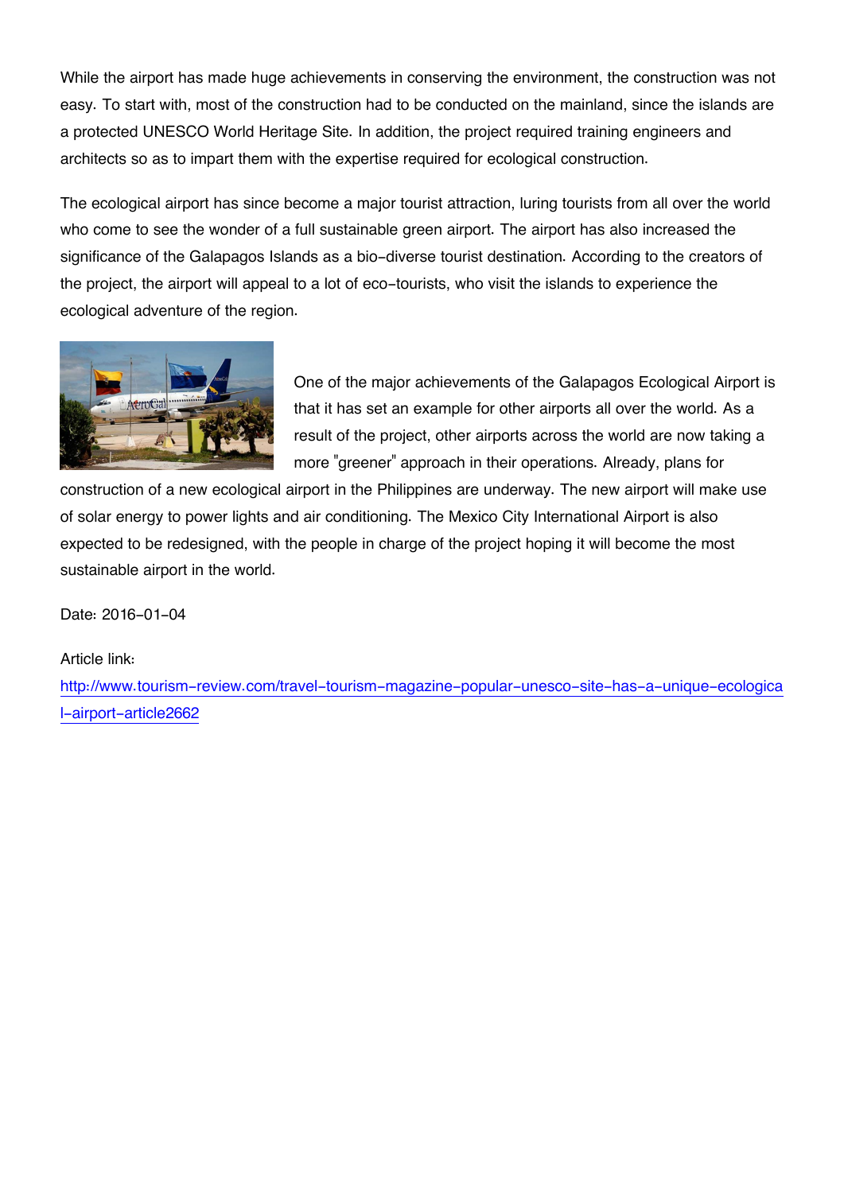While the airport has made huge achievements in conserving the environment, the construction was not easy. To start with, most of the construction had to be conducted on the mainland, since the islands are a protected UNESCO World Heritage Site. In addition, the project required training engineers and architects so as to impart them with the expertise required for ecological construction.

The ecological airport has since become a major tourist attraction, luring tourists from all over the world who come to see the wonder of a full sustainable green airport. The airport has also increased the significance of the Galapagos Islands as a bio-diverse tourist destination. According to the creators of the project, the airport will appeal to a lot of eco-tourists, who visit the islands to experience the ecological adventure of the region.

One of the major achievements of the Galapagos Ecological Airport is that it has set an example for other airports all over the world. As a result of the project, other airports across the world are now taking a more "greener" approach in their operations. Already, plans for construction of a new ecological airport in the Philippines are underway. The new airport will make use of solar energy to power lights and air conditioning. The Mexico City International Airport is also expected to be redesigned, with the people in charge of the project hoping it will become the most sustainable airport in the world.

Date: 2016-01-04

Article link:
[http://www.tourism-review.com/travel-tourism-magazine-popular-unesco-site-has-a-unique-ecological-airport-article2662](http://www.tourism-review.com/travel-tourism-magazine-popular-unesco-site-has-a-unique-ecological-airport-article2662)